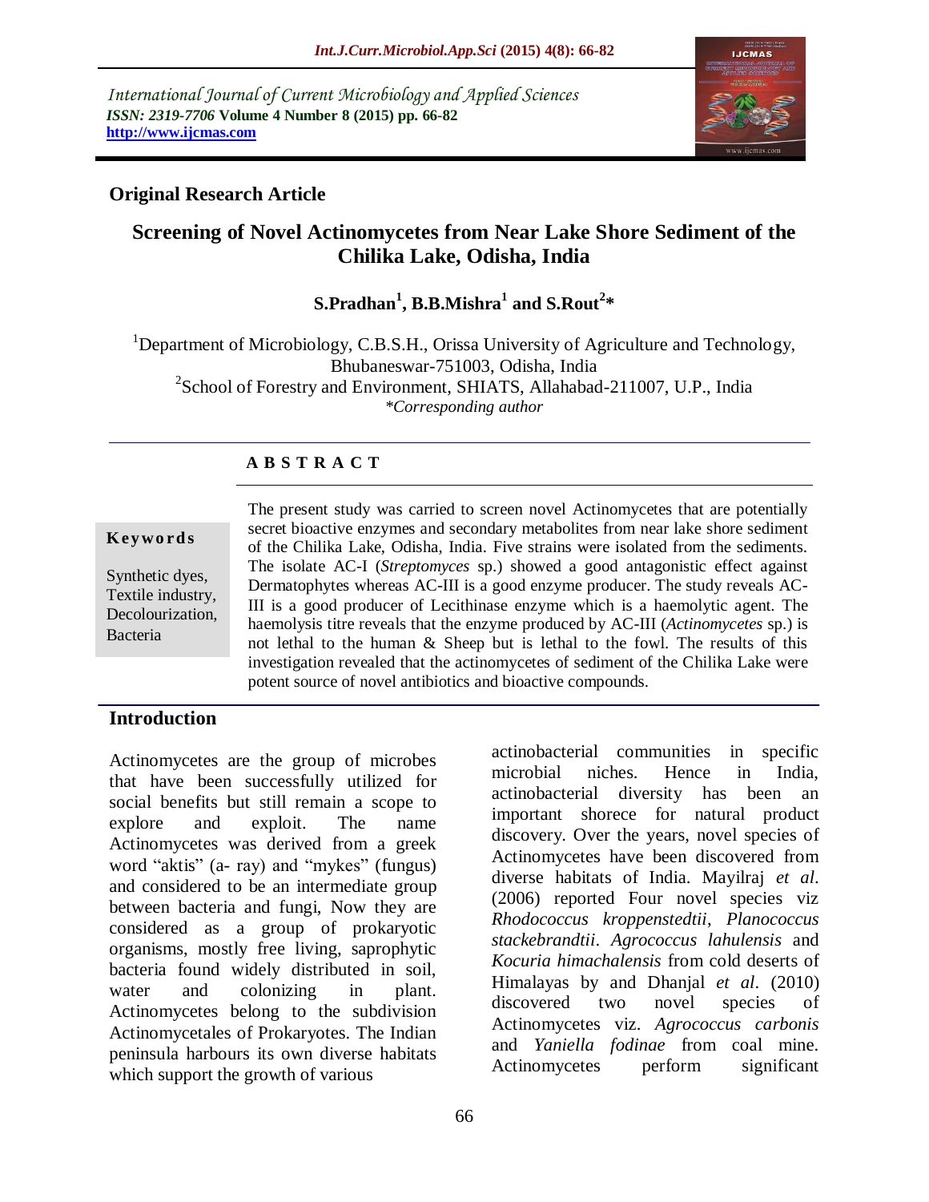International Journal of Current Microbiology and Applied Sciences
*ISSN: 2319-7706* **Volume 4 Number 8 (2015) pp. 66-82**
**http://www.ijcmas.com**

**Original Research Article**

# Screening of Novel Actinomycetes from Near Lake Shore Sediment of the Chilika Lake, Odisha, India

**S.Pradhan[1], B.B.Mishra[1] and S.Rout[2]***

[1]Department of Microbiology, C.B.S.H., Orissa University of Agriculture and Technology, Bhubaneswar-751003, Odisha, India
[2]School of Forestry and Environment, SHIATS, Allahabad-211007, U.P., India
*\*Corresponding author*

## A B S T R A C T

**Keywords**

Synthetic dyes, Textile industry, Decolourization, Bacteria

The present study was carried to screen novel Actinomycetes that are potentially secret bioactive enzymes and secondary metabolites from near lake shore sediment of the Chilika Lake, Odisha, India. Five strains were isolated from the sediments. The isolate AC-I (*Streptomyces* sp.) showed a good antagonistic effect against Dermatophytes whereas AC-III is a good enzyme producer. The study reveals AC-III is a good producer of Lecithinase enzyme which is a haemolytic agent. The haemolysis titre reveals that the enzyme produced by AC-III (*Actinomycetes* sp.) is not lethal to the human & Sheep but is lethal to the fowl. The results of this investigation revealed that the actinomycetes of sediment of the Chilika Lake were potent source of novel antibiotics and bioactive compounds.

## Introduction

Actinomycetes are the group of microbes that have been successfully utilized for social benefits but still remain a scope to explore and exploit. The name Actinomycetes was derived from a greek word "aktis" (a- ray) and "mykes" (fungus) and considered to be an intermediate group between bacteria and fungi, Now they are considered as a group of prokaryotic organisms, mostly free living, saprophytic bacteria found widely distributed in soil, water and colonizing in plant. Actinomycetes belong to the subdivision Actinomycetales of Prokaryotes. The Indian peninsula harbours its own diverse habitats which support the growth of various actinobacterial communities in specific microbial niches. Hence in India, actinobacterial diversity has been an important shorece for natural product discovery. Over the years, novel species of Actinomycetes have been discovered from diverse habitats of India. Mayilraj *et al.* (2006) reported Four novel species viz *Rhodococcus kroppenstedtii*, *Planococcus stackebrandtii*. *Agrococcus lahulensis* and *Kocuria himachalensis* from cold deserts of Himalayas by and Dhanjal *et al.* (2010) discovered two novel species of Actinomycetes viz. *Agrococcus carbonis* and *Yaniella fodinae* from coal mine. Actinomycetes perform significant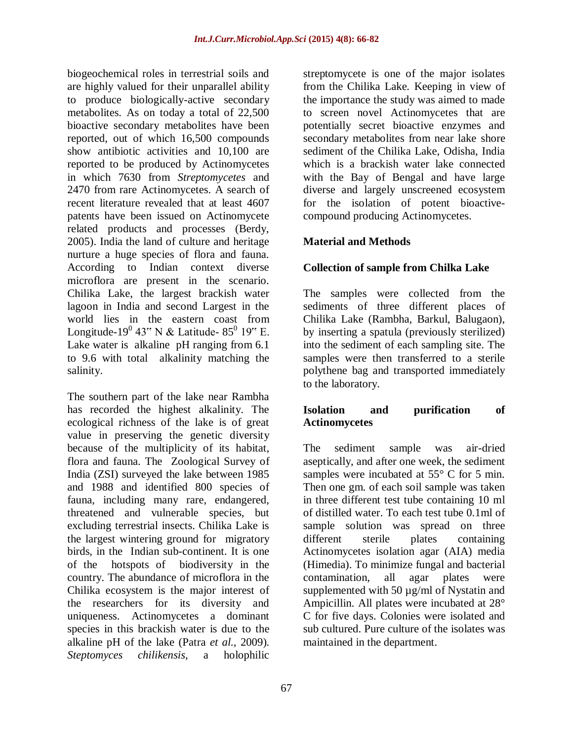biogeochemical roles in terrestrial soils and are highly valued for their unparallel ability to produce biologically-active secondary metabolites. As on today a total of 22,500 bioactive secondary metabolites have been reported, out of which 16,500 compounds show antibiotic activities and 10,100 are reported to be produced by Actinomycetes in which 7630 from *Streptomycetes* and 2470 from rare Actinomycetes. A search of recent literature revealed that at least 4607 patents have been issued on Actinomycete related products and processes (Berdy, 2005). India the land of culture and heritage nurture a huge species of flora and fauna. According to Indian context diverse microflora are present in the scenario. Chilika Lake, the largest brackish water lagoon in India and second Largest in the world lies in the eastern coast from Longitude-$19^0$ 43" N & Latitude- $85^0$ 19" E. Lake water is alkaline pH ranging from 6.1 to 9.6 with total alkalinity matching the salinity.

The southern part of the lake near Rambha has recorded the highest alkalinity. The ecological richness of the lake is of great value in preserving the genetic diversity because of the multiplicity of its habitat, flora and fauna. The Zoological Survey of India (ZSI) surveyed the lake between 1985 and 1988 and identified 800 species of fauna, including many rare, endangered, threatened and vulnerable species, but excluding terrestrial insects. Chilika Lake is the largest wintering ground for migratory birds, in the Indian sub-continent. It is one of the hotspots of biodiversity in the country. The abundance of microflora in the Chilika ecosystem is the major interest of the researchers for its diversity and uniqueness. Actinomycetes a dominant species in this brackish water is due to the alkaline pH of the lake (Patra *et al.,* 2009). *Steptomyces chilikensis*, a holophilic streptomycete is one of the major isolates from the Chilika Lake. Keeping in view of the importance the study was aimed to made to screen novel Actinomycetes that are potentially secret bioactive enzymes and secondary metabolites from near lake shore sediment of the Chilika Lake, Odisha, India which is a brackish water lake connected with the Bay of Bengal and have large diverse and largely unscreened ecosystem for the isolation of potent bioactive-compound producing Actinomycetes.

## Material and Methods

### Collection of sample from Chilka Lake

The samples were collected from the sediments of three different places of Chilika Lake (Rambha, Barkul, Balugaon), by inserting a spatula (previously sterilized) into the sediment of each sampling site. The samples were then transferred to a sterile polythene bag and transported immediately to the laboratory.

### Isolation and purification of Actinomycetes

The sediment sample was air-dried aseptically, and after one week, the sediment samples were incubated at 55° C for 5 min. Then one gm. of each soil sample was taken in three different test tube containing 10 ml of distilled water. To each test tube 0.1ml of sample solution was spread on three different sterile plates containing Actinomycetes isolation agar (AIA) media (Himedia). To minimize fungal and bacterial contamination, all agar plates were supplemented with 50 µg/ml of Nystatin and Ampicillin. All plates were incubated at 28° C for five days. Colonies were isolated and sub cultured. Pure culture of the isolates was maintained in the department.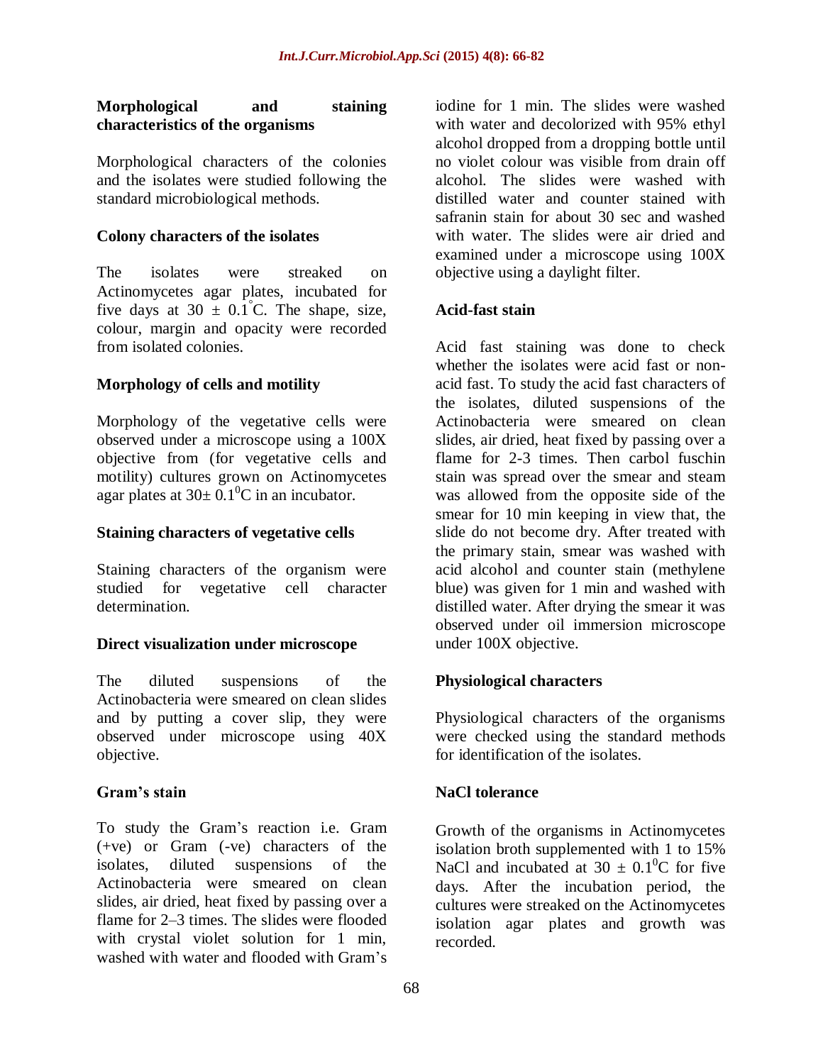### Morphological and staining characteristics of the organisms

Morphological characters of the colonies and the isolates were studied following the standard microbiological methods.

### Colony characters of the isolates

The isolates were streaked on Actinomycetes agar plates, incubated for five days at $30 \pm 0.1^{\circ}$C. The shape, size, colour, margin and opacity were recorded from isolated colonies.

### Morphology of cells and motility

Morphology of the vegetative cells were observed under a microscope using a 100X objective from (for vegetative cells and motility) cultures grown on Actinomycetes agar plates at $30 \pm 0.1^{0}$C in an incubator.

### Staining characters of vegetative cells

Staining characters of the organism were studied for vegetative cell character determination.

### Direct visualization under microscope

The diluted suspensions of the Actinobacteria were smeared on clean slides and by putting a cover slip, they were observed under microscope using 40X objective.

### Gram's stain

To study the Gram's reaction i.e. Gram (+ve) or Gram (-ve) characters of the isolates, diluted suspensions of the Actinobacteria were smeared on clean slides, air dried, heat fixed by passing over a flame for 2–3 times. The slides were flooded with crystal violet solution for 1 min, washed with water and flooded with Gram's iodine for 1 min. The slides were washed with water and decolorized with 95% ethyl alcohol dropped from a dropping bottle until no violet colour was visible from drain off alcohol. The slides were washed with distilled water and counter stained with safranin stain for about 30 sec and washed with water. The slides were air dried and examined under a microscope using 100X objective using a daylight filter.

### Acid-fast stain

Acid fast staining was done to check whether the isolates were acid fast or non-acid fast. To study the acid fast characters of the isolates, diluted suspensions of the Actinobacteria were smeared on clean slides, air dried, heat fixed by passing over a flame for 2-3 times. Then carbol fuschin stain was spread over the smear and steam was allowed from the opposite side of the smear for 10 min keeping in view that, the slide do not become dry. After treated with the primary stain, smear was washed with acid alcohol and counter stain (methylene blue) was given for 1 min and washed with distilled water. After drying the smear it was observed under oil immersion microscope under 100X objective.

### Physiological characters

Physiological characters of the organisms were checked using the standard methods for identification of the isolates.

### NaCl tolerance

Growth of the organisms in Actinomycetes isolation broth supplemented with 1 to 15% NaCl and incubated at $30 \pm 0.1^{0}$C for five days. After the incubation period, the cultures were streaked on the Actinomycetes isolation agar plates and growth was recorded.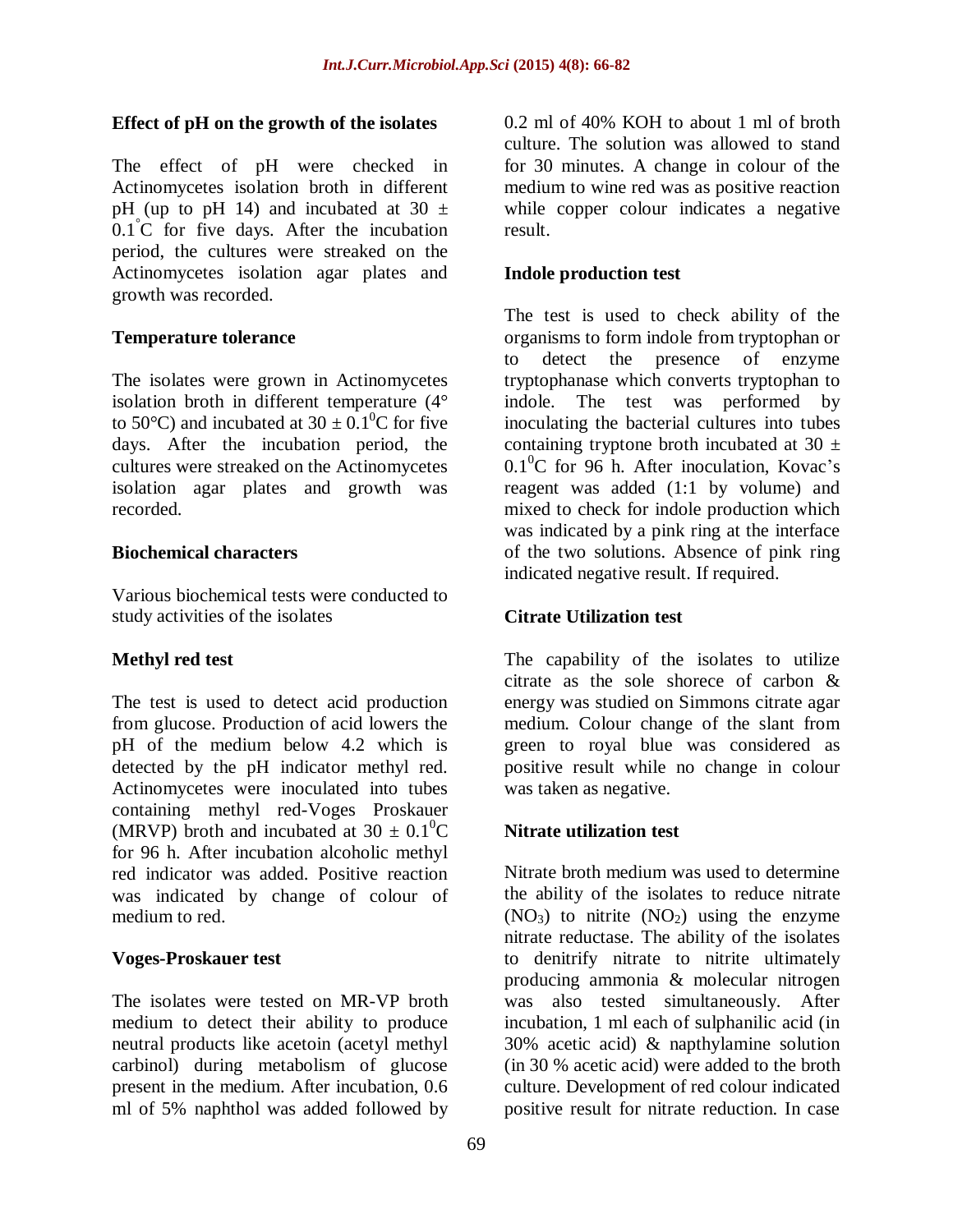### Effect of pH on the growth of the isolates

The effect of pH were checked in Actinomycetes isolation broth in different pH (up to pH 14) and incubated at 30 ± 0.1°C for five days. After the incubation period, the cultures were streaked on the Actinomycetes isolation agar plates and growth was recorded.

### Temperature tolerance

The isolates were grown in Actinomycetes isolation broth in different temperature (4° to 50°C) and incubated at 30 ± $0.1^0$C for five days. After the incubation period, the cultures were streaked on the Actinomycetes isolation agar plates and growth was recorded.

### Biochemical characters

Various biochemical tests were conducted to study activities of the isolates

### Methyl red test

The test is used to detect acid production from glucose. Production of acid lowers the pH of the medium below 4.2 which is detected by the pH indicator methyl red. Actinomycetes were inoculated into tubes containing methyl red-Voges Proskauer (MRVP) broth and incubated at 30 ± $0.1^0$C for 96 h. After incubation alcoholic methyl red indicator was added. Positive reaction was indicated by change of colour of medium to red.

### Voges-Proskauer test

The isolates were tested on MR-VP broth medium to detect their ability to produce neutral products like acetoin (acetyl methyl carbinol) during metabolism of glucose present in the medium. After incubation, 0.6 ml of 5% naphthol was added followed by 0.2 ml of 40% KOH to about 1 ml of broth culture. The solution was allowed to stand for 30 minutes. A change in colour of the medium to wine red was as positive reaction while copper colour indicates a negative result.

### Indole production test

The test is used to check ability of the organisms to form indole from tryptophan or to detect the presence of enzyme tryptophanase which converts tryptophan to indole. The test was performed by inoculating the bacterial cultures into tubes containing tryptone broth incubated at 30 ± $0.1^0$C for 96 h. After inoculation, Kovac's reagent was added (1:1 by volume) and mixed to check for indole production which was indicated by a pink ring at the interface of the two solutions. Absence of pink ring indicated negative result. If required.

### Citrate Utilization test

The capability of the isolates to utilize citrate as the sole shorece of carbon & energy was studied on Simmons citrate agar medium. Colour change of the slant from green to royal blue was considered as positive result while no change in colour was taken as negative.

### Nitrate utilization test

Nitrate broth medium was used to determine the ability of the isolates to reduce nitrate ($NO_3$) to nitrite ($NO_2$) using the enzyme nitrate reductase. The ability of the isolates to denitrify nitrate to nitrite ultimately producing ammonia & molecular nitrogen was also tested simultaneously. After incubation, 1 ml each of sulphanilic acid (in 30% acetic acid) & napthylamine solution (in 30 % acetic acid) were added to the broth culture. Development of red colour indicated positive result for nitrate reduction. In case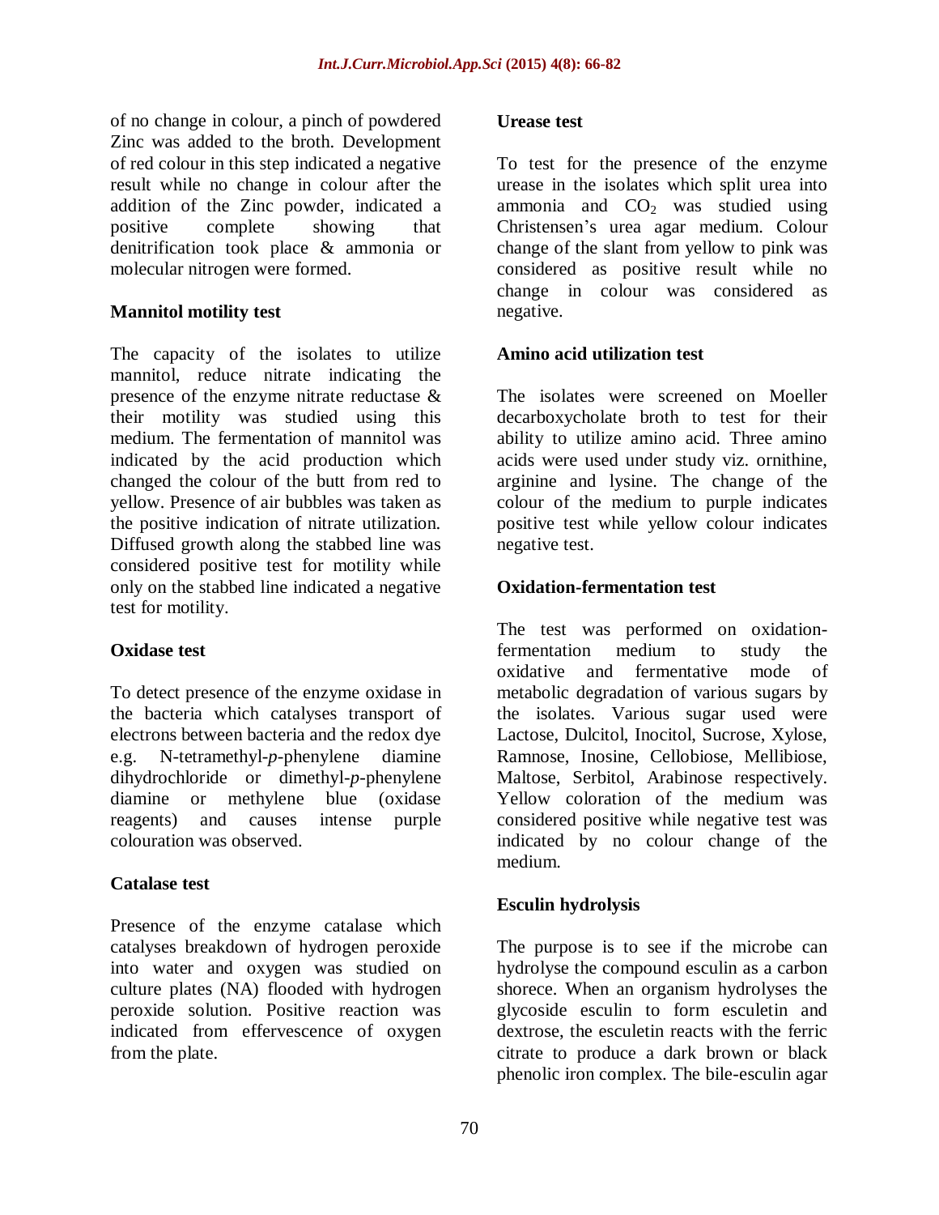of no change in colour, a pinch of powdered Zinc was added to the broth. Development of red colour in this step indicated a negative result while no change in colour after the addition of the Zinc powder, indicated a positive complete showing that denitrification took place & ammonia or molecular nitrogen were formed.

### Mannitol motility test

The capacity of the isolates to utilize mannitol, reduce nitrate indicating the presence of the enzyme nitrate reductase & their motility was studied using this medium. The fermentation of mannitol was indicated by the acid production which changed the colour of the butt from red to yellow. Presence of air bubbles was taken as the positive indication of nitrate utilization. Diffused growth along the stabbed line was considered positive test for motility while only on the stabbed line indicated a negative test for motility.

### Oxidase test

To detect presence of the enzyme oxidase in the bacteria which catalyses transport of electrons between bacteria and the redox dye e.g. N-tetramethyl-*p*-phenylene diamine dihydrochloride or dimethyl-*p*-phenylene diamine or methylene blue (oxidase reagents) and causes intense purple colouration was observed.

### Catalase test

Presence of the enzyme catalase which catalyses breakdown of hydrogen peroxide into water and oxygen was studied on culture plates (NA) flooded with hydrogen peroxide solution. Positive reaction was indicated from effervescence of oxygen from the plate.

### Urease test

To test for the presence of the enzyme urease in the isolates which split urea into ammonia and $CO_2$ was studied using Christensen's urea agar medium. Colour change of the slant from yellow to pink was considered as positive result while no change in colour was considered as negative.

### Amino acid utilization test

The isolates were screened on Moeller decarboxycholate broth to test for their ability to utilize amino acid. Three amino acids were used under study viz. ornithine, arginine and lysine. The change of the colour of the medium to purple indicates positive test while yellow colour indicates negative test.

### Oxidation-fermentation test

The test was performed on oxidation-fermentation medium to study the oxidative and fermentative mode of metabolic degradation of various sugars by the isolates. Various sugar used were Lactose, Dulcitol, Inocitol, Sucrose, Xylose, Ramnose, Inosine, Cellobiose, Mellibiose, Maltose, Serbitol, Arabinose respectively. Yellow coloration of the medium was considered positive while negative test was indicated by no colour change of the medium.

### Esculin hydrolysis

The purpose is to see if the microbe can hydrolyse the compound esculin as a carbon shorece. When an organism hydrolyses the glycoside esculin to form esculetin and dextrose, the esculetin reacts with the ferric citrate to produce a dark brown or black phenolic iron complex. The bile-esculin agar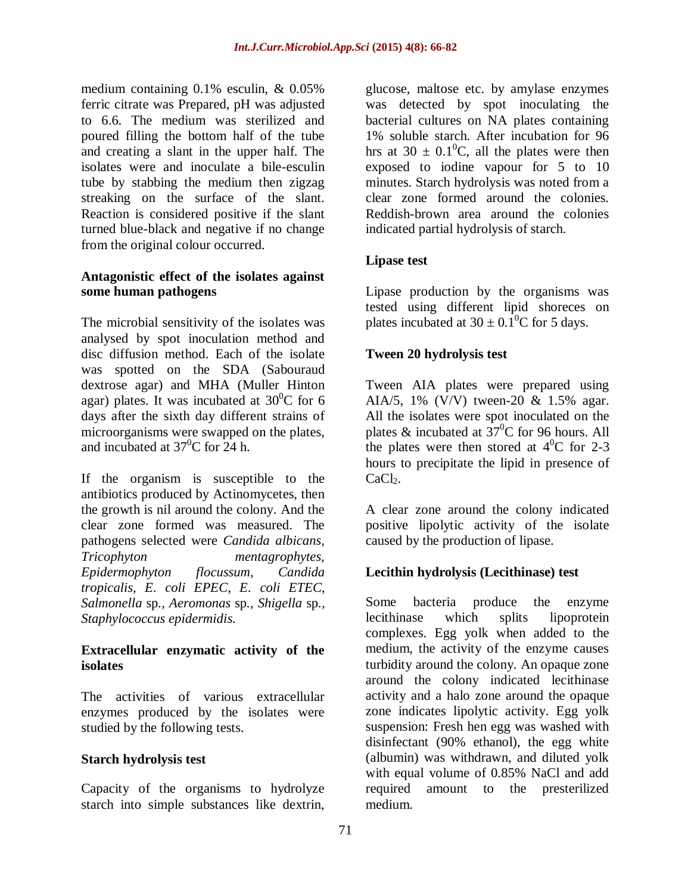medium containing 0.1% esculin, & 0.05% ferric citrate was Prepared, pH was adjusted to 6.6. The medium was sterilized and poured filling the bottom half of the tube and creating a slant in the upper half. The isolates were and inoculate a bile-esculin tube by stabbing the medium then zigzag streaking on the surface of the slant. Reaction is considered positive if the slant turned blue-black and negative if no change from the original colour occurred.

### Antagonistic effect of the isolates against some human pathogens

The microbial sensitivity of the isolates was analysed by spot inoculation method and disc diffusion method. Each of the isolate was spotted on the SDA (Sabouraud dextrose agar) and MHA (Muller Hinton agar) plates. It was incubated at $30^0$C for 6 days after the sixth day different strains of microorganisms were swapped on the plates, and incubated at $37^0$C for 24 h.

If the organism is susceptible to the antibiotics produced by Actinomycetes, then the growth is nil around the colony. And the clear zone formed was measured. The pathogens selected were *Candida albicans, Tricophyton mentagrophytes, Epidermophyton flocussum, Candida tropicalis, E. coli EPEC, E. coli ETEC, Salmonella* sp*., Aeromonas* sp*., Shigella* sp*., Staphylococcus epidermidis.*

### Extracellular enzymatic activity of the isolates

The activities of various extracellular enzymes produced by the isolates were studied by the following tests.

### Starch hydrolysis test

Capacity of the organisms to hydrolyze starch into simple substances like dextrin, glucose, maltose etc. by amylase enzymes was detected by spot inoculating the bacterial cultures on NA plates containing 1% soluble starch. After incubation for 96 hrs at $30 \pm 0.1^0$C, all the plates were then exposed to iodine vapour for 5 to 10 minutes. Starch hydrolysis was noted from a clear zone formed around the colonies. Reddish-brown area around the colonies indicated partial hydrolysis of starch.

### Lipase test

Lipase production by the organisms was tested using different lipid shoreces on plates incubated at $30 \pm 0.1^0$C for 5 days.

### Tween 20 hydrolysis test

Tween AIA plates were prepared using AIA/5, 1% (V/V) tween-20 & 1.5% agar. All the isolates were spot inoculated on the plates & incubated at $37^0$C for 96 hours. All the plates were then stored at $4^0$C for 2-3 hours to precipitate the lipid in presence of $CaCl_2$.

A clear zone around the colony indicated positive lipolytic activity of the isolate caused by the production of lipase.

### Lecithin hydrolysis (Lecithinase) test

Some bacteria produce the enzyme lecithinase which splits lipoprotein complexes. Egg yolk when added to the medium, the activity of the enzyme causes turbidity around the colony. An opaque zone around the colony indicated lecithinase activity and a halo zone around the opaque zone indicates lipolytic activity. Egg yolk suspension: Fresh hen egg was washed with disinfectant (90% ethanol), the egg white (albumin) was withdrawn, and diluted yolk with equal volume of 0.85% NaCl and add required amount to the presterilized medium.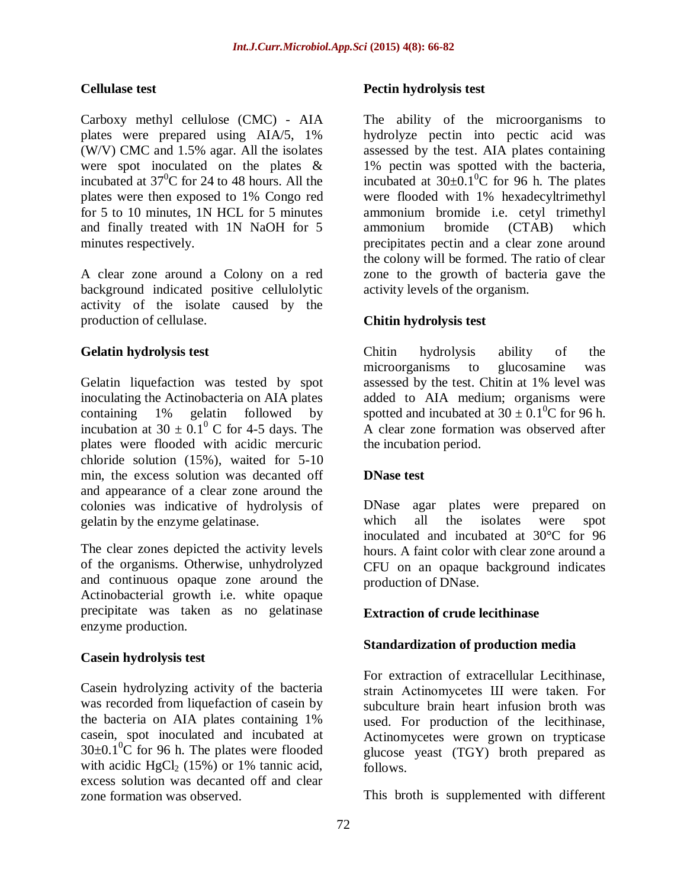### Cellulase test

Carboxy methyl cellulose (CMC) - AIA plates were prepared using AIA/5, 1% (W/V) CMC and 1.5% agar. All the isolates were spot inoculated on the plates & incubated at $37^0$C for 24 to 48 hours. All the plates were then exposed to 1% Congo red for 5 to 10 minutes, 1N HCL for 5 minutes and finally treated with 1N NaOH for 5 minutes respectively.

A clear zone around a Colony on a red background indicated positive cellulolytic activity of the isolate caused by the production of cellulase.

### Gelatin hydrolysis test

Gelatin liquefaction was tested by spot inoculating the Actinobacteria on AIA plates containing 1% gelatin followed by incubation at $30 \pm 0.1^0$ C for 4-5 days. The plates were flooded with acidic mercuric chloride solution (15%), waited for 5-10 min, the excess solution was decanted off and appearance of a clear zone around the colonies was indicative of hydrolysis of gelatin by the enzyme gelatinase.

The clear zones depicted the activity levels of the organisms. Otherwise, unhydrolyzed and continuous opaque zone around the Actinobacterial growth i.e. white opaque precipitate was taken as no gelatinase enzyme production.

### Casein hydrolysis test

Casein hydrolyzing activity of the bacteria was recorded from liquefaction of casein by the bacteria on AIA plates containing 1% casein, spot inoculated and incubated at $30\pm0.1^0$C for 96 h. The plates were flooded with acidic $HgCl_2$ (15%) or 1% tannic acid, excess solution was decanted off and clear zone formation was observed.

### Pectin hydrolysis test

The ability of the microorganisms to hydrolyze pectin into pectic acid was assessed by the test. AIA plates containing 1% pectin was spotted with the bacteria, incubated at $30\pm0.1^0$C for 96 h. The plates were flooded with 1% hexadecyltrimethyl ammonium bromide i.e. cetyl trimethyl ammonium bromide (CTAB) which precipitates pectin and a clear zone around the colony will be formed. The ratio of clear zone to the growth of bacteria gave the activity levels of the organism.

### Chitin hydrolysis test

Chitin hydrolysis ability of the microorganisms to glucosamine was assessed by the test. Chitin at 1% level was added to AIA medium; organisms were spotted and incubated at $30 \pm 0.1^0$C for 96 h. A clear zone formation was observed after the incubation period.

### DNase test

DNase agar plates were prepared on which all the isolates were spot inoculated and incubated at 30°C for 96 hours. A faint color with clear zone around a CFU on an opaque background indicates production of DNase.

### Extraction of crude lecithinase

### Standardization of production media

For extraction of extracellular Lecithinase, strain Actinomycetes III were taken. For subculture brain heart infusion broth was used. For production of the lecithinase, Actinomycetes were grown on trypticase glucose yeast (TGY) broth prepared as follows.

This broth is supplemented with different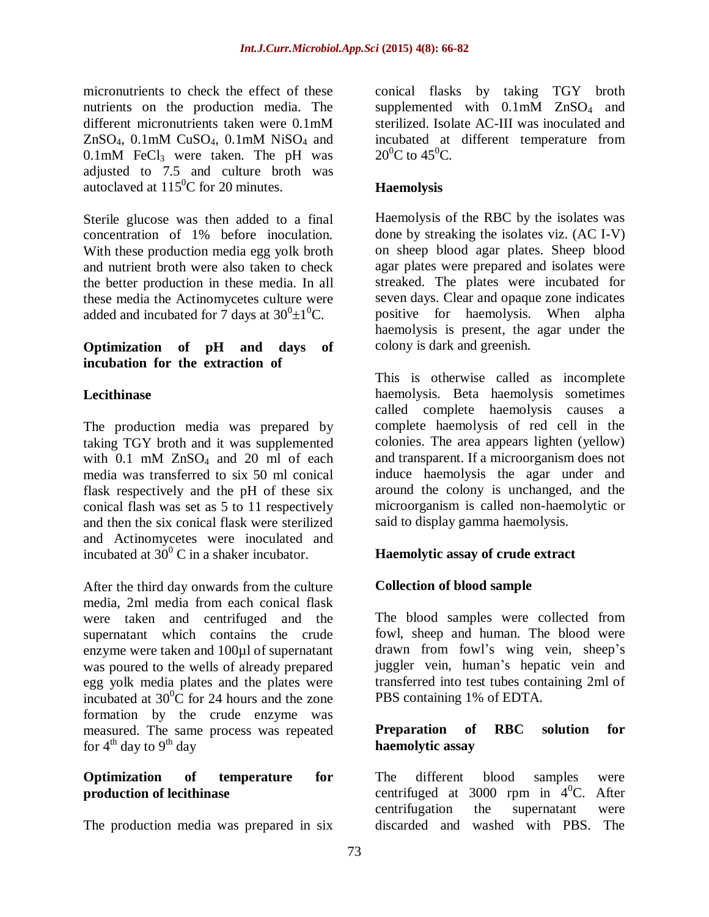micronutrients to check the effect of these nutrients on the production media. The different micronutrients taken were 0.1mM $ZnSO_4$, 0.1mM $CuSO_4$, 0.1mM $NiSO_4$ and 0.1mM $FeCl_3$ were taken. The pH was adjusted to 7.5 and culture broth was autoclaved at $115^0$C for 20 minutes.

Sterile glucose was then added to a final concentration of 1% before inoculation. With these production media egg yolk broth and nutrient broth were also taken to check the better production in these media. In all these media the Actinomycetes culture were added and incubated for 7 days at $30^0 \pm 1^0$C.

### Optimization of pH and days of incubation for the extraction of

### Lecithinase

The production media was prepared by taking TGY broth and it was supplemented with 0.1 mM $ZnSO_4$ and 20 ml of each media was transferred to six 50 ml conical flask respectively and the pH of these six conical flash was set as 5 to 11 respectively and then the six conical flask were sterilized and Actinomycetes were inoculated and incubated at $30^0$ C in a shaker incubator.

After the third day onwards from the culture media, 2ml media from each conical flask were taken and centrifuged and the supernatant which contains the crude enzyme were taken and 100µl of supernatant was poured to the wells of already prepared egg yolk media plates and the plates were incubated at $30^0$C for 24 hours and the zone formation by the crude enzyme was measured. The same process was repeated for $4^{th}$ day to $9^{th}$ day

### Optimization of temperature for production of lecithinase

The production media was prepared in six conical flasks by taking TGY broth supplemented with 0.1mM $ZnSO_4$ and sterilized. Isolate AC-III was inoculated and incubated at different temperature from $20^0$C to $45^0$C.

### Haemolysis

Haemolysis of the RBC by the isolates was done by streaking the isolates viz. (AC I-V) on sheep blood agar plates. Sheep blood agar plates were prepared and isolates were streaked. The plates were incubated for seven days. Clear and opaque zone indicates positive for haemolysis. When alpha haemolysis is present, the agar under the colony is dark and greenish.

This is otherwise called as incomplete haemolysis. Beta haemolysis sometimes called complete haemolysis causes a complete haemolysis of red cell in the colonies. The area appears lighten (yellow) and transparent. If a microorganism does not induce haemolysis the agar under and around the colony is unchanged, and the microorganism is called non-haemolytic or said to display gamma haemolysis.

### Haemolytic assay of crude extract

### Collection of blood sample

The blood samples were collected from fowl, sheep and human. The blood were drawn from fowl's wing vein, sheep's juggler vein, human's hepatic vein and transferred into test tubes containing 2ml of PBS containing 1% of EDTA.

### Preparation of RBC solution for haemolytic assay

The different blood samples were centrifuged at 3000 rpm in $4^0$C. After centrifugation the supernatant were discarded and washed with PBS. The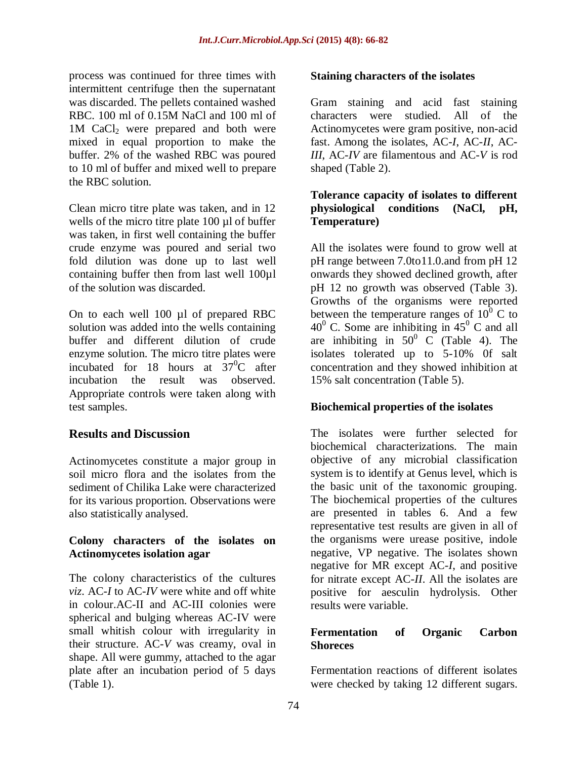process was continued for three times with intermittent centrifuge then the supernatant was discarded. The pellets contained washed RBC. 100 ml of 0.15M NaCl and 100 ml of 1M $CaCl_2$ were prepared and both were mixed in equal proportion to make the buffer. 2% of the washed RBC was poured to 10 ml of buffer and mixed well to prepare the RBC solution.

Clean micro titre plate was taken, and in 12 wells of the micro titre plate 100 µl of buffer was taken, in first well containing the buffer crude enzyme was poured and serial two fold dilution was done up to last well containing buffer then from last well 100µl of the solution was discarded.

On to each well 100 µl of prepared RBC solution was added into the wells containing buffer and different dilution of crude enzyme solution. The micro titre plates were incubated for 18 hours at $37^0$C after incubation the result was observed. Appropriate controls were taken along with test samples.

## Results and Discussion

Actinomycetes constitute a major group in soil micro flora and the isolates from the sediment of Chilika Lake were characterized for its various proportion. Observations were also statistically analysed.

### Colony characters of the isolates on Actinomycetes isolation agar

The colony characteristics of the cultures *viz*. AC-*I* to AC-*IV* were white and off white in colour.AC-II and AC-III colonies were spherical and bulging whereas AC-IV were small whitish colour with irregularity in their structure. AC-*V* was creamy, oval in shape. All were gummy, attached to the agar plate after an incubation period of 5 days (Table 1).

### Staining characters of the isolates

Gram staining and acid fast staining characters were studied. All of the Actinomycetes were gram positive, non-acid fast. Among the isolates, AC-*I*, AC-*II*, AC-*III*, AC-*IV* are filamentous and AC-*V* is rod shaped (Table 2).

### Tolerance capacity of isolates to different physiological conditions (NaCl, pH, Temperature)

All the isolates were found to grow well at pH range between 7.0to11.0.and from pH 12 onwards they showed declined growth, after pH 12 no growth was observed (Table 3). Growths of the organisms were reported between the temperature ranges of $10^0$ C to $40^0$ C. Some are inhibiting in $45^0$ C and all are inhibiting in $50^0$ C (Table 4). The isolates tolerated up to 5-10% 0f salt concentration and they showed inhibition at 15% salt concentration (Table 5).

### Biochemical properties of the isolates

The isolates were further selected for biochemical characterizations. The main objective of any microbial classification system is to identify at Genus level, which is the basic unit of the taxonomic grouping. The biochemical properties of the cultures are presented in tables 6. And a few representative test results are given in all of the organisms were urease positive, indole negative, VP negative. The isolates shown negative for MR except AC-*I*, and positive for nitrate except AC-*II*. All the isolates are positive for aesculin hydrolysis. Other results were variable.

### Fermentation of Organic Carbon Shoreces

Fermentation reactions of different isolates were checked by taking 12 different sugars.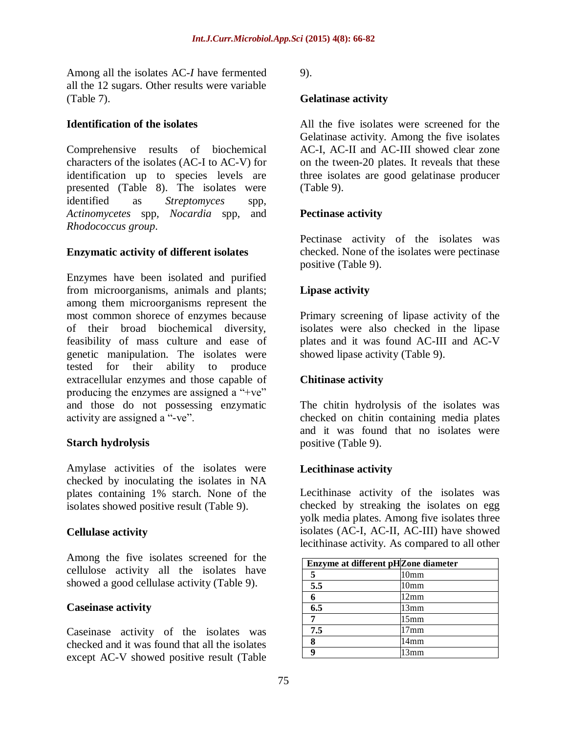Among all the isolates AC-*I* have fermented all the 12 sugars. Other results were variable (Table 7).

### Identification of the isolates

Comprehensive results of biochemical characters of the isolates (AC-I to AC-V) for identification up to species levels are presented (Table 8). The isolates were identified as *Streptomyces* spp, *Actinomycetes* spp, *Nocardia* spp, and *Rhodococcus group*.

### Enzymatic activity of different isolates

Enzymes have been isolated and purified from microorganisms, animals and plants; among them microorganisms represent the most common shorece of enzymes because of their broad biochemical diversity, feasibility of mass culture and ease of genetic manipulation. The isolates were tested for their ability to produce extracellular enzymes and those capable of producing the enzymes are assigned a "+ve" and those do not possessing enzymatic activity are assigned a "-ve".

### Starch hydrolysis

Amylase activities of the isolates were checked by inoculating the isolates in NA plates containing 1% starch. None of the isolates showed positive result (Table 9).

### Cellulase activity

Among the five isolates screened for the cellulose activity all the isolates have showed a good cellulase activity (Table 9).

### Caseinase activity

Caseinase activity of the isolates was checked and it was found that all the isolates except AC-V showed positive result (Table 9).

### Gelatinase activity

All the five isolates were screened for the Gelatinase activity. Among the five isolates AC-I, AC-II and AC-III showed clear zone on the tween-20 plates. It reveals that these three isolates are good gelatinase producer (Table 9).

### Pectinase activity

Pectinase activity of the isolates was checked. None of the isolates were pectinase positive (Table 9).

### Lipase activity

Primary screening of lipase activity of the isolates were also checked in the lipase plates and it was found AC-III and AC-V showed lipase activity (Table 9).

### Chitinase activity

The chitin hydrolysis of the isolates was checked on chitin containing media plates and it was found that no isolates were positive (Table 9).

### Lecithinase activity

Lecithinase activity of the isolates was checked by streaking the isolates on egg yolk media plates. Among five isolates three isolates (AC-I, AC-II, AC-III) have showed lecithinase activity. As compared to all other

| Enzyme at different pH | Zone diameter |
|---|---|
| 5 | 10mm |
| 5.5 | 10mm |
| 6 | 12mm |
| 6.5 | 13mm |
| 7 | 15mm |
| 7.5 | 17mm |
| 8 | 14mm |
| 9 | 13mm |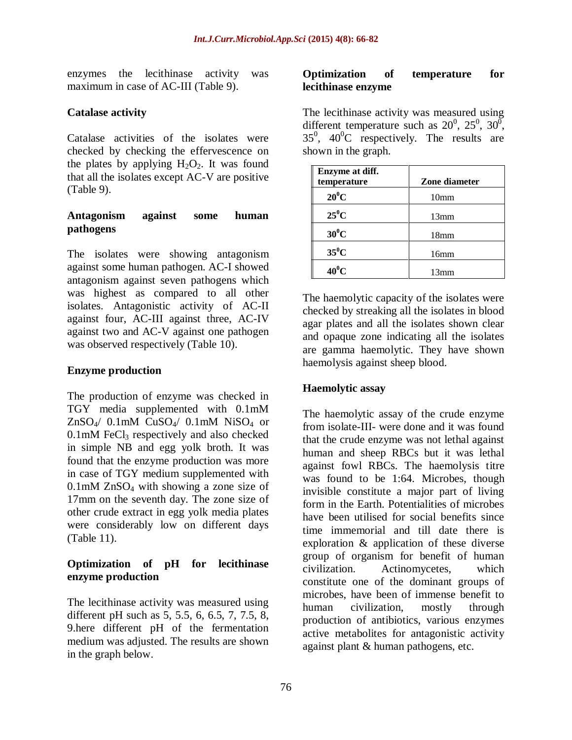enzymes the lecithinase activity was maximum in case of AC-III (Table 9).

### Catalase activity

Catalase activities of the isolates were checked by checking the effervescence on the plates by applying $H_2O_2$. It was found that all the isolates except AC-V are positive (Table 9).

### Antagonism against some human pathogens

The isolates were showing antagonism against some human pathogen. AC-I showed antagonism against seven pathogens which was highest as compared to all other isolates. Antagonistic activity of AC-II against four, AC-III against three, AC-IV against two and AC-V against one pathogen was observed respectively (Table 10).

### Enzyme production

The production of enzyme was checked in TGY media supplemented with 0.1mM $ZnSO_4$/ 0.1mM $CuSO_4$/ 0.1mM $NiSO_4$ or 0.1mM $FeCl_3$ respectively and also checked in simple NB and egg yolk broth. It was found that the enzyme production was more in case of TGY medium supplemented with 0.1mM $ZnSO_4$ with showing a zone size of 17mm on the seventh day. The zone size of other crude extract in egg yolk media plates were considerably low on different days (Table 11).

### Optimization of pH for lecithinase enzyme production

The lecithinase activity was measured using different pH such as 5, 5.5, 6, 6.5, 7, 7.5, 8, 9.here different pH of the fermentation medium was adjusted. The results are shown in the graph below.

### Optimization of temperature for lecithinase enzyme

The lecithinase activity was measured using different temperature such as $20^0$, $25^0$, $30^0$, $35^0$, $40^0$C respectively. The results are shown in the graph.

| Enzyme at diff. temperature | Zone diameter |
|---|---|
| $20^0$C | 10mm |
| $25^0$C | 13mm |
| $30^0$C | 18mm |
| $35^0$C | 16mm |
| $40^0$C | 13mm |

The haemolytic capacity of the isolates were checked by streaking all the isolates in blood agar plates and all the isolates shown clear and opaque zone indicating all the isolates are gamma haemolytic. They have shown haemolysis against sheep blood.

### Haemolytic assay

The haemolytic assay of the crude enzyme from isolate-III- were done and it was found that the crude enzyme was not lethal against human and sheep RBCs but it was lethal against fowl RBCs. The haemolysis titre was found to be 1:64. Microbes, though invisible constitute a major part of living form in the Earth. Potentialities of microbes have been utilised for social benefits since time immemorial and till date there is exploration & application of these diverse group of organism for benefit of human civilization. Actinomycetes, which constitute one of the dominant groups of microbes, have been of immense benefit to human civilization, mostly through production of antibiotics, various enzymes active metabolites for antagonistic activity against plant & human pathogens, etc.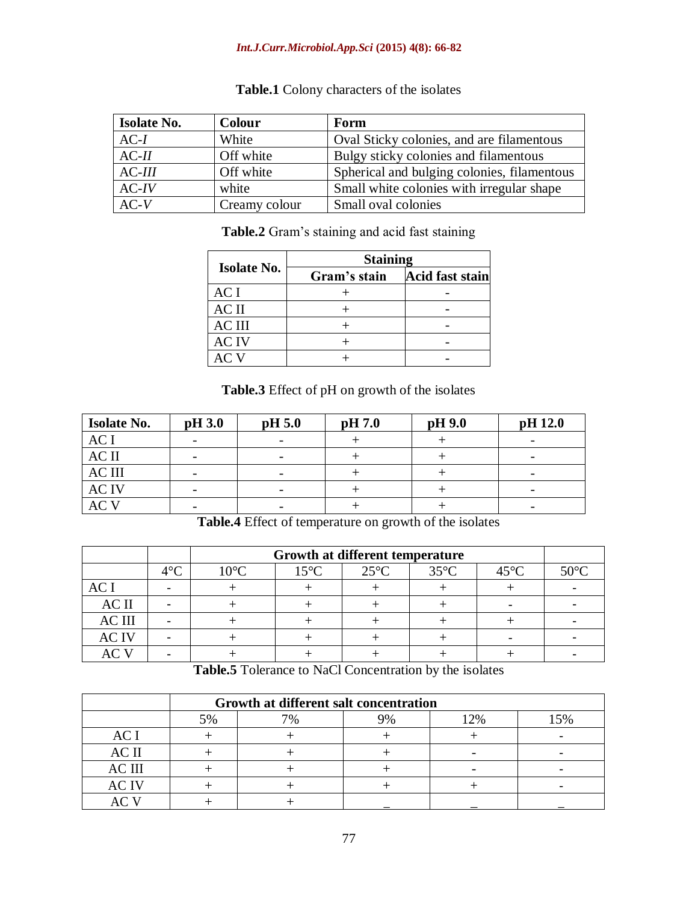**Table.1** Colony characters of the isolates

| Isolate No. | Colour | Form |
|---|---|---|
| AC-*I* | White | Oval Sticky colonies, and are filamentous |
| AC-*II* | Off white | Bulgy sticky colonies and filamentous |
| AC-*III* | Off white | Spherical and bulging colonies, filamentous |
| AC-*IV* | white | Small white colonies with irregular shape |
| AC-*V* | Creamy colour | Small oval colonies |

**Table.2** Gram's staining and acid fast staining

| Isolate No. | Staining | |
|---|---|---|
| | Gram's stain | Acid fast stain |
| AC I | + | - |
| AC II | + | - |
| AC III | + | - |
| AC IV | + | - |
| AC V | + | - |

**Table.3** Effect of pH on growth of the isolates

| Isolate No. | pH 3.0 | pH 5.0 | pH 7.0 | pH 9.0 | pH 12.0 |
|---|---|---|---|---|---|
| AC I | - | - | + | + | - |
| AC II | - | - | + | + | - |
| AC III | - | - | + | + | - |
| AC IV | - | - | + | + | - |
| AC V | - | - | + | + | - |

**Table.4** Effect of temperature on growth of the isolates

| | | Growth at different temperature | | | | | |
|---|---|---|---|---|---|---|---|
| | 4°C | 10°C | 15°C | 25°C | 35°C | 45°C | 50°C |
| AC I | - | + | + | + | + | + | - |
| AC II | - | + | + | + | + | - | - |
| AC III | - | + | + | + | + | + | - |
| AC IV | - | + | + | + | + | - | - |
| AC V | - | + | + | + | + | + | - |

**Table.5** Tolerance to NaCl Concentration by the isolates

| | Growth at different salt concentration | | | | |
|---|---|---|---|---|---|
| | 5% | 7% | 9% | 12% | 15% |
| AC I | + | + | + | + | - |
| AC II | + | + | + | - | - |
| AC III | + | + | + | - | - |
| AC IV | + | + | + | + | - |
| AC V | + | + | _ | _ | _ |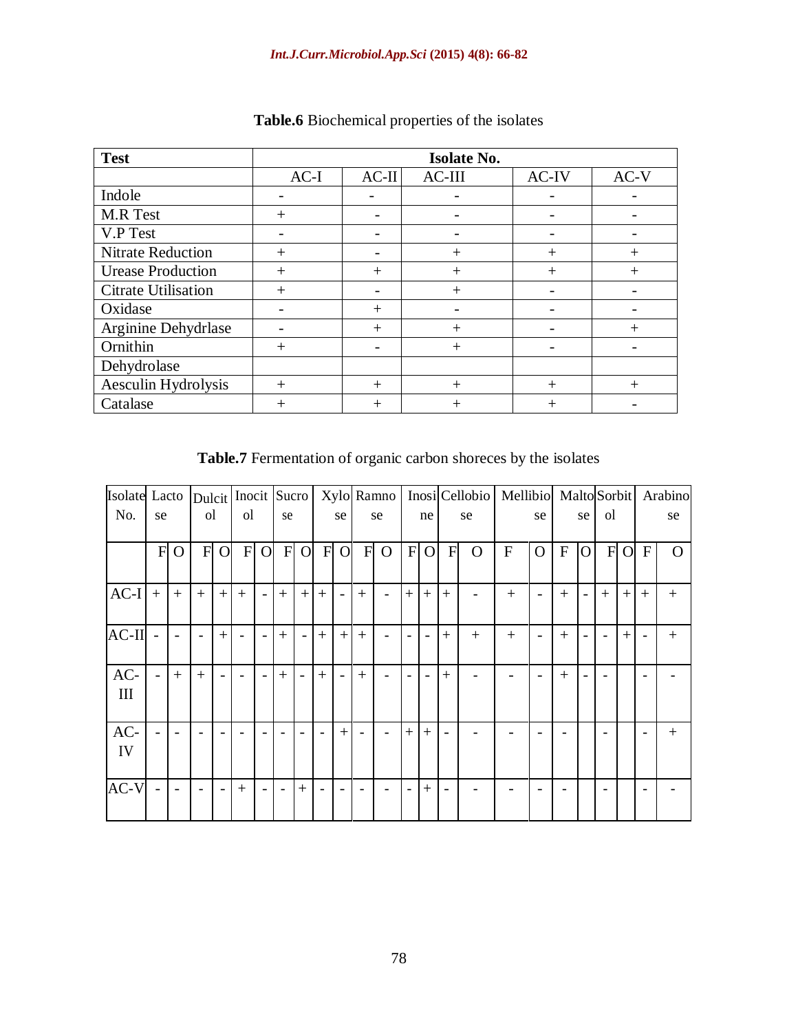**Table.6** Biochemical properties of the isolates

| Test | Isolate No. | | | | |
|---|---|---|---|---|---|
| | AC-I | AC-II | AC-III | AC-IV | AC-V |
| Indole | - | - | - | - | - |
| M.R Test | + | - | - | - | - |
| V.P Test | - | - | - | - | - |
| Nitrate Reduction | + | - | + | + | + |
| Urease Production | + | + | + | + | + |
| Citrate Utilisation | + | - | + | - | - |
| Oxidase | - | + | - | - | - |
| Arginine Dehydrlase | - | + | + | - | + |
| Ornithin Dehydrolase | + | - | + | - | - |
| Aesculin Hydrolysis | + | + | + | + | + |
| Catalase | + | + | + | + | - |

**Table.7** Fermentation of organic carbon shoreces by the isolates

| Isolate No. | Lactose | | Dulcitol | | Inocitol | | Sucrose | | Xylose | | Ramnose | | Inosine | | Cellobiose | | Mellibiose | | Maltose | | Sorbitol | | Arabinose | |
|---|---|---|---|---|---|---|---|---|---|---|---|---|---|---|---|---|---|---|---|---|---|---|---|---|
| | F | O | F | O | F | O | F | O | F | O | F | O | F | O | F | O | F | O | F | O | F | O | F | O |
| AC-I | + | + | + | + | + | - | + | + | + | - | + | - | + | + | + | - | + | - | + | - | + | + | + | + |
| AC-II | - | - | - | + | - | - | + | - | + | + | + | - | - | - | + | + | + | - | + | - | - | + | - | + |
| AC-III | - | + | + | - | - | - | + | - | + | - | + | - | - | - | + | - | - | - | + | - | - | | - | - |
| AC-IV | - | - | - | - | - | - | - | - | - | + | - | - | + | + | - | - | - | - | - | | - | | - | + |
| AC-V | - | - | - | - | + | - | - | + | - | - | - | - | - | + | - | - | - | - | - | | - | | - | - |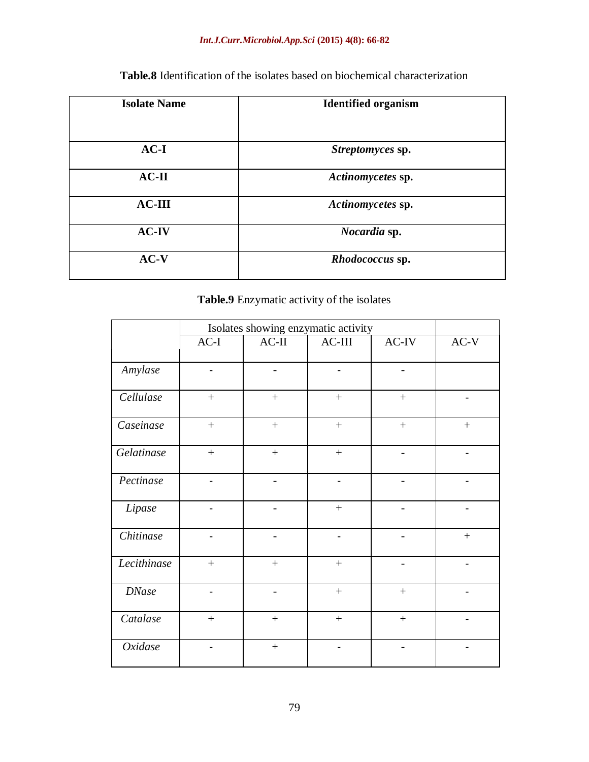**Table.8** Identification of the isolates based on biochemical characterization

| Isolate Name | Identified organism |
|---|---|
| **AC-I** | ***Streptomyces* sp.** |
| **AC-II** | ***Actinomycetes* sp.** |
| **AC-III** | ***Actinomycetes* sp.** |
| **AC-IV** | ***Nocardia* sp.** |
| **AC-V** | ***Rhodococcus* sp.** |

**Table.9** Enzymatic activity of the isolates

| | Isolates showing enzymatic activity | | | | |
|---|---|---|---|---|---|
| | AC-I | AC-II | AC-III | AC-IV | AC-V |
| *Amylase* | - | - | - | - | |
| *Cellulase* | + | + | + | + | - |
| *Caseinase* | + | + | + | + | + |
| *Gelatinase* | + | + | + | - | - |
| *Pectinase* | - | - | - | - | - |
| *Lipase* | - | - | + | - | - |
| *Chitinase* | - | - | - | - | + |
| *Lecithinase* | + | + | + | - | - |
| *DNase* | - | - | + | + | - |
| *Catalase* | + | + | + | + | - |
| *Oxidase* | - | + | - | - | - |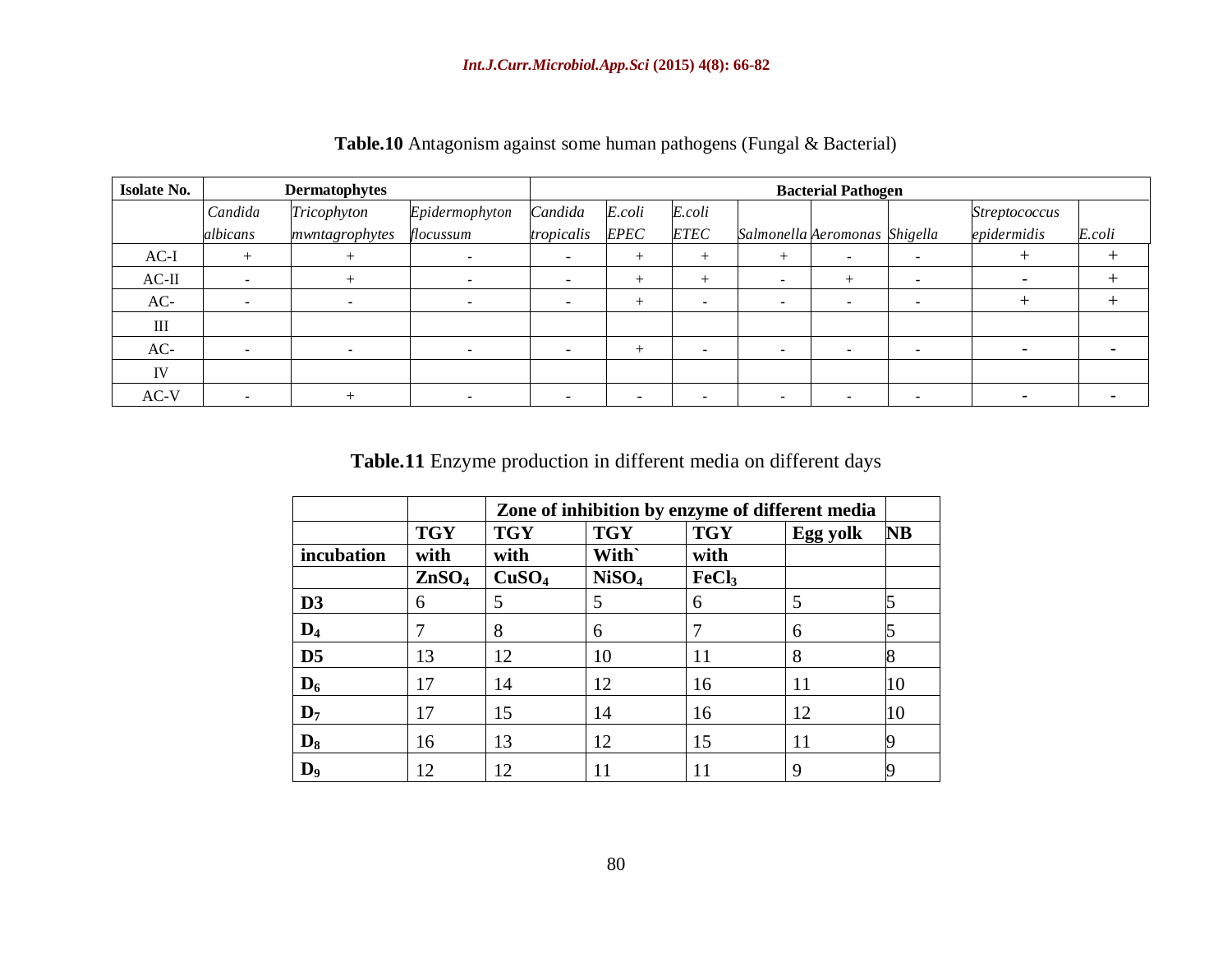**Table.10** Antagonism against some human pathogens (Fungal & Bacterial)

| Isolate No. | Dermatophytes | | | Bacterial Pathogen | | | | | | | |
|---|---|---|---|---|---|---|---|---|---|---|---|
| | *Candida albicans* | *Tricophyton mwntagrophytes* | *Epidermophyton flocussum* | *Candida tropicalis* | *E.coli EPEC* | *E.coli ETEC* | *Salmonella* | *Aeromonas* | *Shigella* | *Streptococcus epidermidis* | *E.coli* |
| AC-I | + | + | - | - | + | + | + | - | - | + | + |
| AC-II | - | + | - | - | + | + | - | + | - | - | + |
| AC-III | - | - | - | - | + | - | - | - | - | + | + |
| AC-IV | - | - | - | - | + | - | - | - | - | - | - |
| AC-V | - | + | - | - | - | - | - | - | - | - | - |

**Table.11** Enzyme production in different media on different days

| | | Zone of inhibition by enzyme of different media | | | | |
|---|---|---|---|---|---|---|
| incubation | TGY with $ZnSO_4$ | TGY with $CuSO_4$ | TGY With` $NiSO_4$ | TGY with $FeCl_3$ | Egg yolk | NB |
| D3 | 6 | 5 | 5 | 6 | 5 | 5 |
| $D_4$ | 7 | 8 | 6 | 7 | 6 | 5 |
| D5 | 13 | 12 | 10 | 11 | 8 | 8 |
| $D_6$ | 17 | 14 | 12 | 16 | 11 | 10 |
| $D_7$ | 17 | 15 | 14 | 16 | 12 | 10 |
| $D_8$ | 16 | 13 | 12 | 15 | 11 | 9 |
| $D_9$ | 12 | 12 | 11 | 11 | 9 | 9 |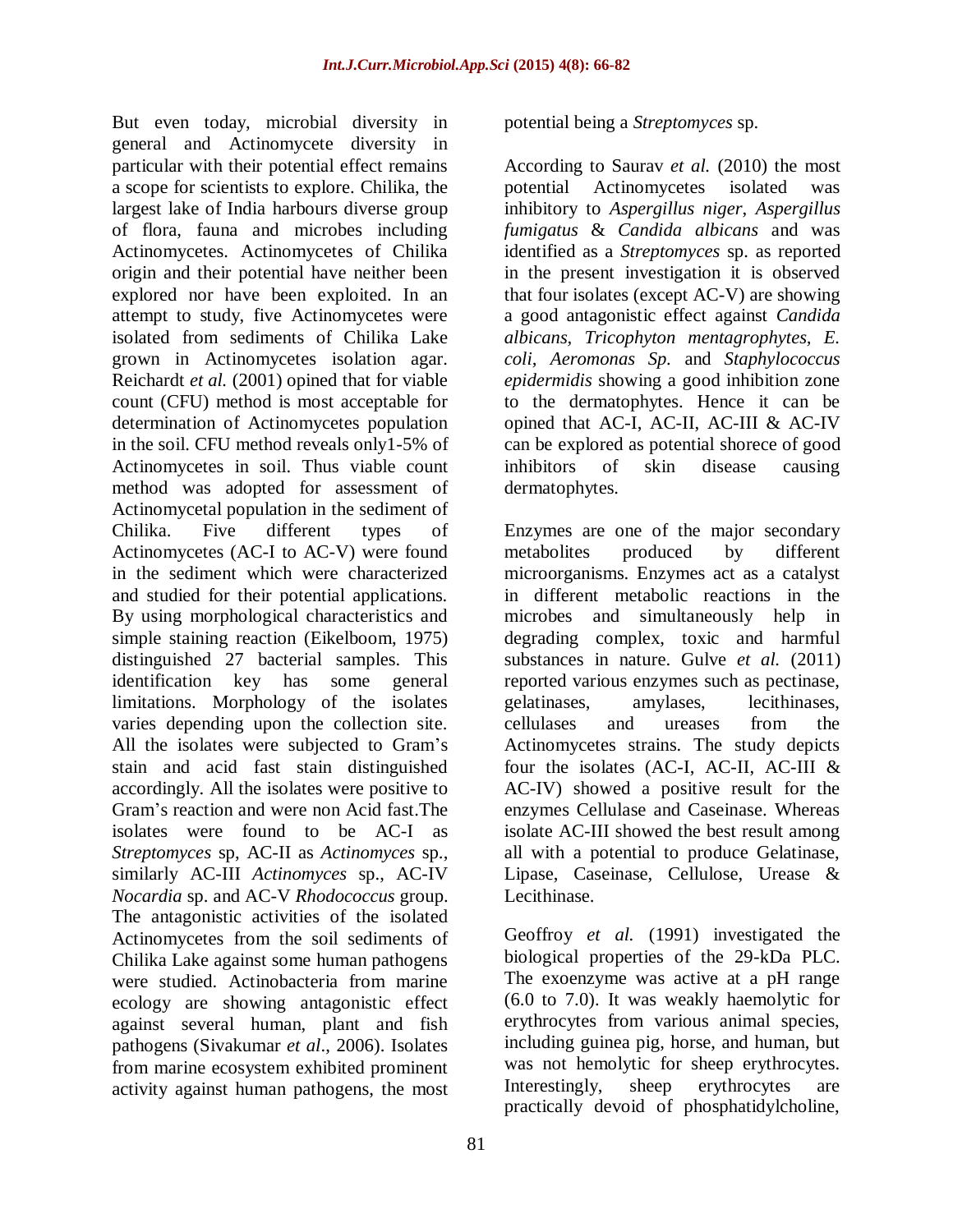But even today, microbial diversity in general and Actinomycete diversity in particular with their potential effect remains a scope for scientists to explore. Chilika, the largest lake of India harbours diverse group of flora, fauna and microbes including Actinomycetes. Actinomycetes of Chilika origin and their potential have neither been explored nor have been exploited. In an attempt to study, five Actinomycetes were isolated from sediments of Chilika Lake grown in Actinomycetes isolation agar. Reichardt *et al.* (2001) opined that for viable count (CFU) method is most acceptable for determination of Actinomycetes population in the soil. CFU method reveals only1-5% of Actinomycetes in soil. Thus viable count method was adopted for assessment of Actinomycetal population in the sediment of Chilika. Five different types of Actinomycetes (AC-I to AC-V) were found in the sediment which were characterized and studied for their potential applications. By using morphological characteristics and simple staining reaction (Eikelboom, 1975) distinguished 27 bacterial samples. This identification key has some general limitations. Morphology of the isolates varies depending upon the collection site. All the isolates were subjected to Gram's stain and acid fast stain distinguished accordingly. All the isolates were positive to Gram's reaction and were non Acid fast.The isolates were found to be AC-I as *Streptomyces* sp, AC-II as *Actinomyces* sp., similarly AC-III *Actinomyces* sp., AC-IV *Nocardia* sp. and AC-V *Rhodococcus* group. The antagonistic activities of the isolated Actinomycetes from the soil sediments of Chilika Lake against some human pathogens were studied. Actinobacteria from marine ecology are showing antagonistic effect against several human, plant and fish pathogens (Sivakumar *et al*., 2006). Isolates from marine ecosystem exhibited prominent activity against human pathogens, the most potential being a *Streptomyces* sp.

According to Saurav *et al.* (2010) the most potential Actinomycetes isolated was inhibitory to *Aspergillus niger*, *Aspergillus fumigatus* & *Candida albicans* and was identified as a *Streptomyces* sp. as reported in the present investigation it is observed that four isolates (except AC-V) are showing a good antagonistic effect against *Candida albicans*, *Tricophyton mentagrophytes*, *E. coli*, *Aeromonas Sp.* and *Staphylococcus epidermidis* showing a good inhibition zone to the dermatophytes. Hence it can be opined that AC-I, AC-II, AC-III & AC-IV can be explored as potential shorece of good inhibitors of skin disease causing dermatophytes.

Enzymes are one of the major secondary metabolites produced by different microorganisms. Enzymes act as a catalyst in different metabolic reactions in the microbes and simultaneously help in degrading complex, toxic and harmful substances in nature. Gulve *et al.* (2011) reported various enzymes such as pectinase, gelatinases, amylases, lecithinases, cellulases and ureases from the Actinomycetes strains. The study depicts four the isolates (AC-I, AC-II, AC-III & AC-IV) showed a positive result for the enzymes Cellulase and Caseinase. Whereas isolate AC-III showed the best result among all with a potential to produce Gelatinase, Lipase, Caseinase, Cellulose, Urease & Lecithinase.

Geoffroy *et al.* (1991) investigated the biological properties of the 29-kDa PLC. The exoenzyme was active at a pH range (6.0 to 7.0). It was weakly haemolytic for erythrocytes from various animal species, including guinea pig, horse, and human, but was not hemolytic for sheep erythrocytes. Interestingly, sheep erythrocytes are practically devoid of phosphatidylcholine,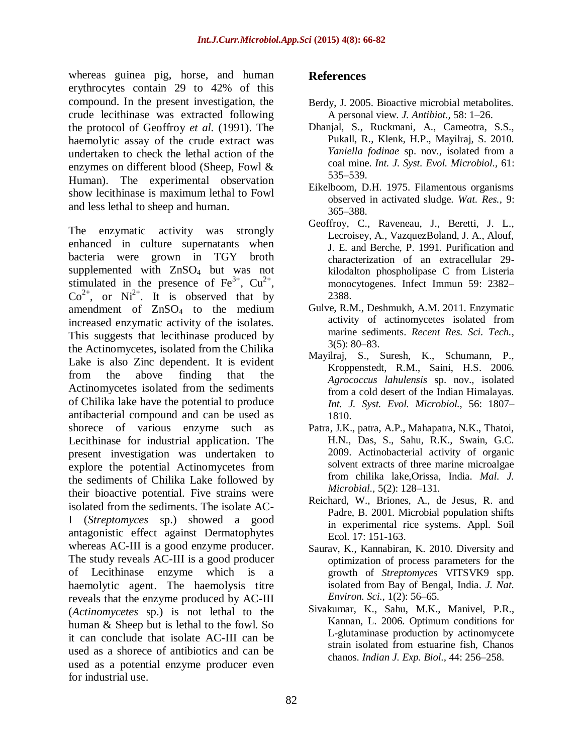whereas guinea pig, horse, and human erythrocytes contain 29 to 42% of this compound. In the present investigation, the crude lecithinase was extracted following the protocol of Geoffroy *et al.* (1991). The haemolytic assay of the crude extract was undertaken to check the lethal action of the enzymes on different blood (Sheep, Fowl & Human). The experimental observation show lecithinase is maximum lethal to Fowl and less lethal to sheep and human.

The enzymatic activity was strongly enhanced in culture supernatants when bacteria were grown in TGY broth supplemented with $ZnSO_4$ but was not stimulated in the presence of $Fe^{3+}$, $Cu^{2+}$, $Co^{2+}$, or $Ni^{2+}$. It is observed that by amendment of $ZnSO_4$ to the medium increased enzymatic activity of the isolates. This suggests that lecithinase produced by the Actinomycetes, isolated from the Chilika Lake is also Zinc dependent. It is evident from the above finding that the Actinomycetes isolated from the sediments of Chilika lake have the potential to produce antibacterial compound and can be used as shorece of various enzyme such as Lecithinase for industrial application. The present investigation was undertaken to explore the potential Actinomycetes from the sediments of Chilika Lake followed by their bioactive potential. Five strains were isolated from the sediments. The isolate AC-I (*Streptomyces* sp.) showed a good antagonistic effect against Dermatophytes whereas AC-III is a good enzyme producer. The study reveals AC-III is a good producer of Lecithinase enzyme which is a haemolytic agent. The haemolysis titre reveals that the enzyme produced by AC-III (*Actinomycetes* sp.) is not lethal to the human & Sheep but is lethal to the fowl. So it can conclude that isolate AC-III can be used as a shorece of antibiotics and can be used as a potential enzyme producer even for industrial use.

## References

Berdy, J. 2005. Bioactive microbial metabolites. A personal view. *J. Antibiot.*, 58: 1–26.

Dhanjal, S., Ruckmani, A., Cameotra, S.S., Pukall, R., Klenk, H.P., Mayilraj, S. 2010. *Yaniella fodinae* sp. nov., isolated from a coal mine. *Int. J. Syst. Evol. Microbiol.*, 61: 535–539.

Eikelboom, D.H. 1975. Filamentous organisms observed in activated sludge. *Wat. Res.*, 9: 365–388.

Geoffroy, C., Raveneau, J., Beretti, J. L., Lecroisey, A., VazquezBoland, J. A., Alouf, J. E. and Berche, P. 1991. Purification and characterization of an extracellular 29-kilodalton phospholipase C from Listeria monocytogenes. Infect Immun 59: 2382–2388.

Gulve, R.M., Deshmukh, A.M. 2011. Enzymatic activity of actinomycetes isolated from marine sediments. *Recent Res. Sci. Tech.*, 3(5): 80–83.

Mayilraj, S., Suresh, K., Schumann, P., Kroppenstedt, R.M., Saini, H.S. 2006. *Agrococcus lahulensis* sp. nov., isolated from a cold desert of the Indian Himalayas. *Int. J. Syst. Evol. Microbiol.*, 56: 1807–1810.

Patra, J.K., patra, A.P., Mahapatra, N.K., Thatoi, H.N., Das, S., Sahu, R.K., Swain, G.C. 2009. Actinobacterial activity of organic solvent extracts of three marine microalgae from chilika lake,Orissa, India. *Mal. J. Microbial.*, 5(2): 128–131.

Reichard, W., Briones, A., de Jesus, R. and Padre, B. 2001. Microbial population shifts in experimental rice systems. Appl. Soil Ecol. 17: 151-163.

Saurav, K., Kannabiran, K. 2010. Diversity and optimization of process parameters for the growth of *Streptomyces* VITSVK9 spp. isolated from Bay of Bengal, India. *J. Nat. Environ. Sci.*, 1(2): 56–65.

Sivakumar, K., Sahu, M.K., Manivel, P.R., Kannan, L. 2006. Optimum conditions for L-glutaminase production by actinomycete strain isolated from estuarine fish, Chanos chanos. *Indian J. Exp. Biol.*, 44: 256–258.